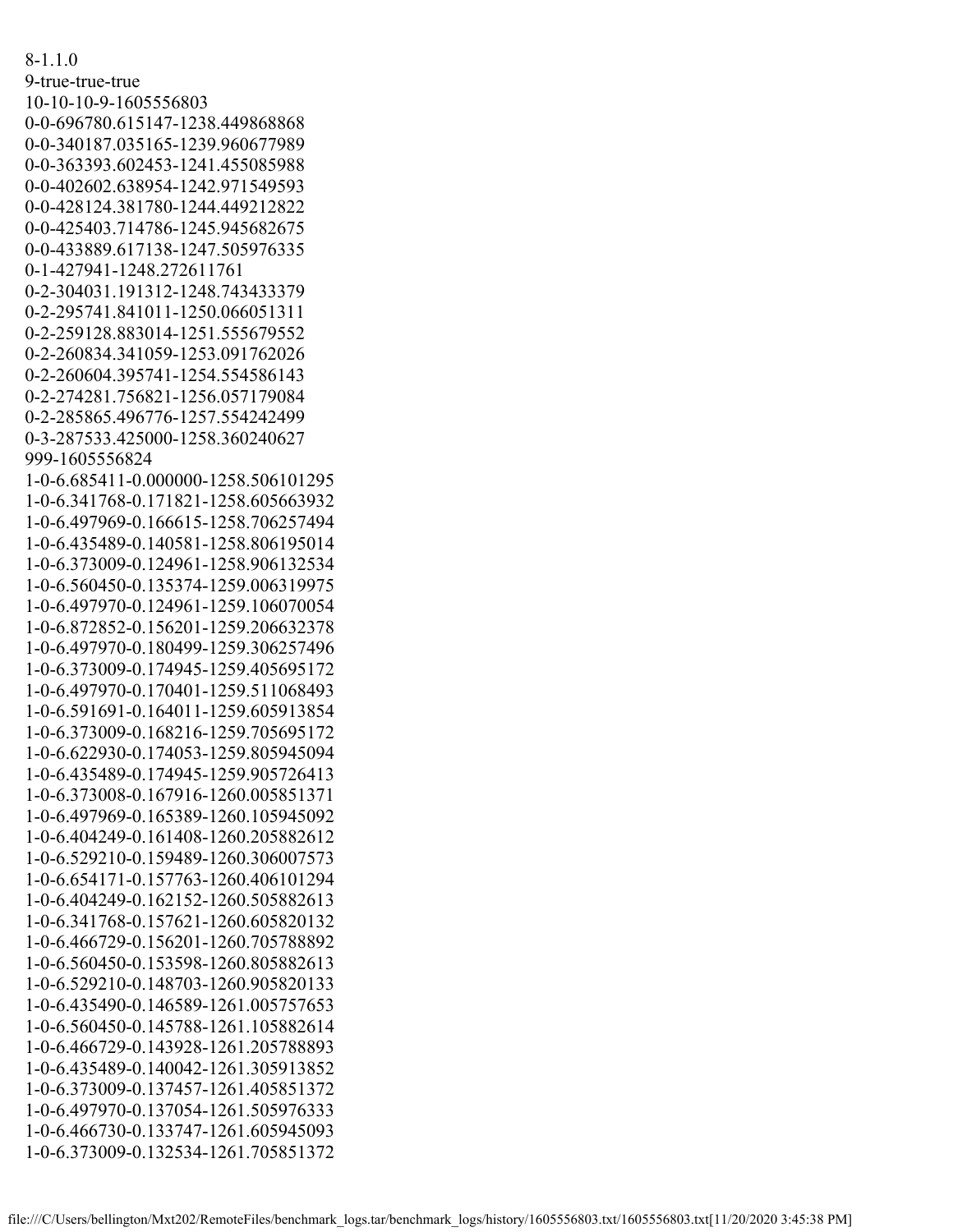```
8-1.1.0
9-true-true-true
10-10-10-9-1605556803
0-0-696780.615147-1238.449868868
0-0-340187.035165-1239.960677989
0-0-363393.602453-1241.455085988
0-0-402602.638954-1242.971549593
0-0-428124.381780-1244.449212822
0-0-425403.714786-1245.945682675
0-0-433889.617138-1247.505976335
0-1-427941-1248.272611761
0-2-304031.191312-1248.743433379
0-2-295741.841011-1250.066051311
0-2-259128.883014-1251.555679552
0-2-260834.341059-1253.091762026
0-2-260604.395741-1254.554586143
0-2-274281.756821-1256.057179084
0-2-285865.496776-1257.554242499
0-3-287533.425000-1258.360240627
999-1605556824
1-0-6.685411-0.000000-1258.506101295
1-0-6.341768-0.171821-1258.605663932
1-0-6.497969-0.166615-1258.706257494
1-0-6.435489-0.140581-1258.806195014
1-0-6.373009-0.124961-1258.906132534
1-0-6.560450-0.135374-1259.006319975
1-0-6.497970-0.124961-1259.106070054
1-0-6.872852-0.156201-1259.206632378
1-0-6.497970-0.180499-1259.306257496
1-0-6.373009-0.174945-1259.405695172
1-0-6.497970-0.170401-1259.511068493
1-0-6.591691-0.164011-1259.605913854
1-0-6.373009-0.168216-1259.705695172
1-0-6.622930-0.174053-1259.805945094
1-0-6.435489-0.174945-1259.905726413
1-0-6.373008-0.167916-1260.005851371
1-0-6.497969-0.165389-1260.105945092
1-0-6.404249-0.161408-1260.205882612
1-0-6.529210-0.159489-1260.306007573
1-0-6.654171-0.157763-1260.406101294
1-0-6.404249-0.162152-1260.505882613
1-0-6.341768-0.157621-1260.605820132
1-0-6.466729-0.156201-1260.705788892
1-0-6.560450-0.153598-1260.805882613
1-0-6.529210-0.148703-1260.905820133
1-0-6.435490-0.146589-1261.005757653
1-0-6.560450-0.145788-1261.105882614
1-0-6.466729-0.143928-1261.205788893
1-0-6.435489-0.140042-1261.305913852
1-0-6.373009-0.137457-1261.405851372
1-0-6.497970-0.137054-1261.505976333
1-0-6.466730-0.133747-1261.605945093
1-0-6.373009-0.132534-1261.705851372
```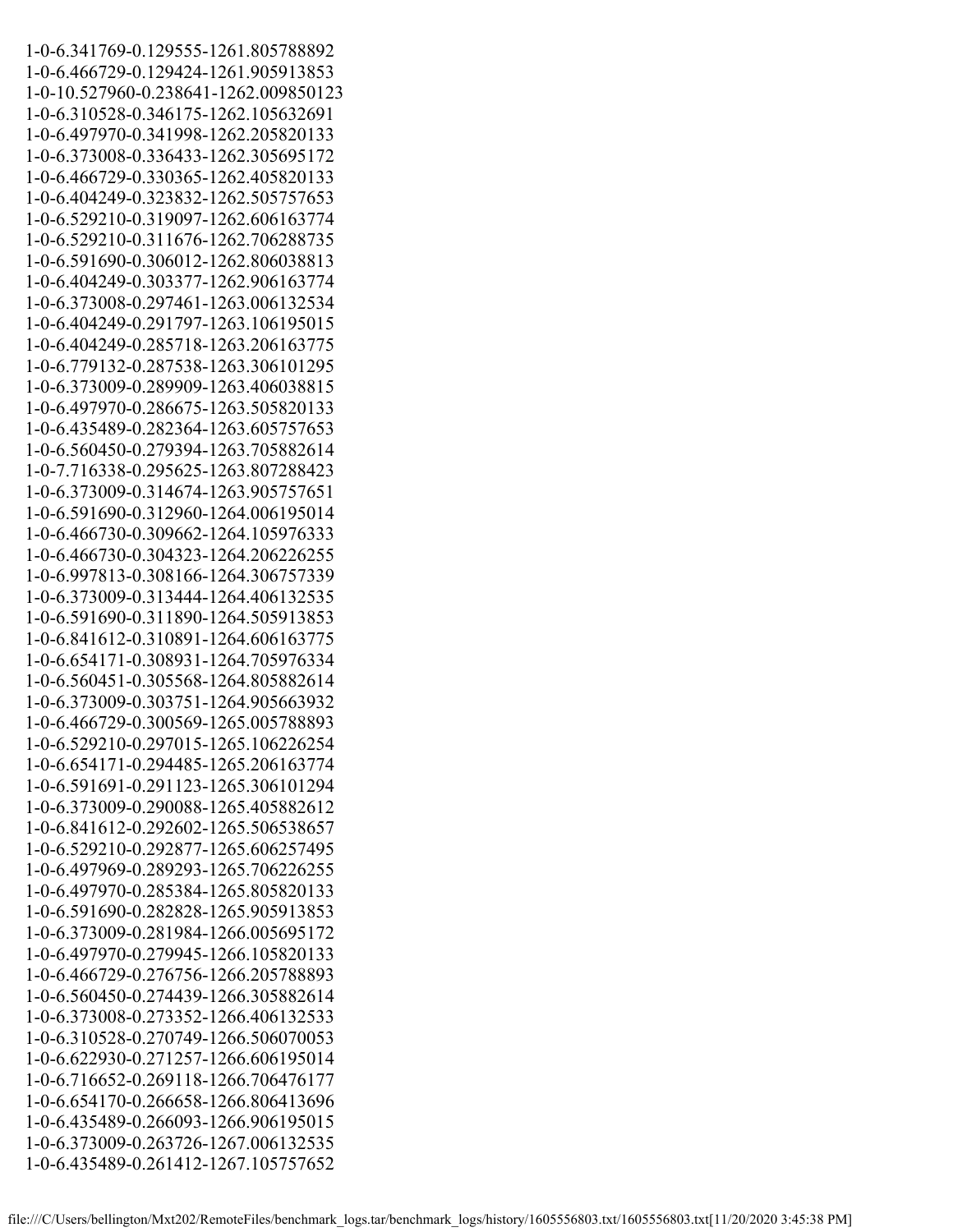```
1-0-6.341769-0.129555-1261.805788892
1-0-6.466729-0.129424-1261.905913853
1-0-10.527960-0.238641-1262.009850123
1-0-6.310528-0.346175-1262.105632691
1-0-6.497970-0.341998-1262.205820133
1-0-6.373008-0.336433-1262.305695172
1-0-6.466729-0.330365-1262.405820133
1-0-6.404249-0.323832-1262.505757653
1-0-6.529210-0.319097-1262.606163774
1-0-6.529210-0.311676-1262.706288735
1-0-6.591690-0.306012-1262.806038813
1-0-6.404249-0.303377-1262.906163774
1-0-6.373008-0.297461-1263.006132534
1-0-6.404249-0.291797-1263.106195015
1-0-6.404249-0.285718-1263.206163775
1-0-6.779132-0.287538-1263.306101295
1-0-6.373009-0.289909-1263.406038815
1-0-6.497970-0.286675-1263.505820133
1-0-6.435489-0.282364-1263.605757653
1-0-6.560450-0.279394-1263.705882614
1-0-7.716338-0.295625-1263.807288423
1-0-6.373009-0.314674-1263.905757651
1-0-6.591690-0.312960-1264.006195014
1-0-6.466730-0.309662-1264.105976333
1-0-6.466730-0.304323-1264.206226255
1-0-6.997813-0.308166-1264.306757339
1-0-6.373009-0.313444-1264.406132535
1-0-6.591690-0.311890-1264.505913853
1-0-6.841612-0.310891-1264.606163775
1-0-6.654171-0.308931-1264.705976334
1-0-6.560451-0.305568-1264.805882614
1-0-6.373009-0.303751-1264.905663932
1-0-6.466729-0.300569-1265.005788893
1-0-6.529210-0.297015-1265.106226254
1-0-6.654171-0.294485-1265.206163774
1-0-6.591691-0.291123-1265.306101294
1-0-6.373009-0.290088-1265.405882612
1-0-6.841612-0.292602-1265.506538657
1-0-6.529210-0.292877-1265.606257495
1-0-6.497969-0.289293-1265.706226255
1-0-6.497970-0.285384-1265.805820133
1-0-6.591690-0.282828-1265.905913853
1-0-6.373009-0.281984-1266.005695172
1-0-6.497970-0.279945-1266.105820133
1-0-6.466729-0.276756-1266.205788893
1-0-6.560450-0.274439-1266.305882614
1-0-6.373008-0.273352-1266.406132533
1-0-6.310528-0.270749-1266.506070053
1-0-6.622930-0.271257-1266.606195014
1-0-6.716652-0.269118-1266.706476177
1-0-6.654170-0.266658-1266.806413696
1-0-6.435489-0.266093-1266.906195015
1-0-6.373009-0.263726-1267.006132535
1-0-6.435489-0.261412-1267.105757652
```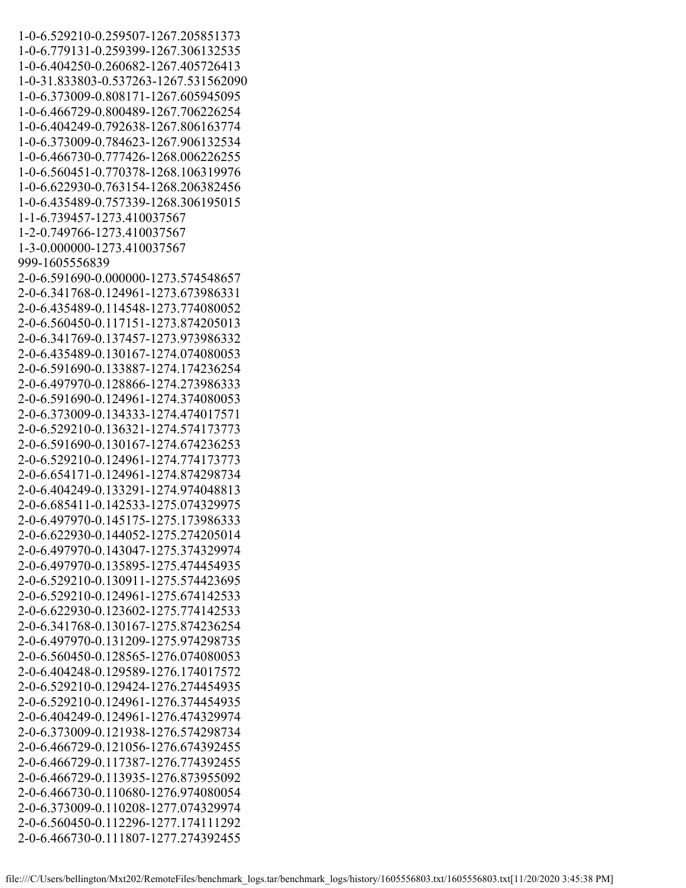```
1-0-6.529210-0.259507-1267.205851373
1-0-6.779131-0.259399-1267.306132535
1-0-6.404250-0.260682-1267.405726413
1-0-31.833803-0.537263-1267.531562090
1-0-6.373009-0.808171-1267.605945095
1-0-6.466729-0.800489-1267.706226254
1-0-6.404249-0.792638-1267.806163774
1-0-6.373009-0.784623-1267.906132534
1-0-6.466730-0.777426-1268.006226255
1-0-6.560451-0.770378-1268.106319976
1-0-6.622930-0.763154-1268.206382456
1-0-6.435489-0.757339-1268.306195015
1-1-6.739457-1273.410037567
1-2-0.749766-1273.410037567
1-3-0.000000-1273.410037567
999-1605556839
2-0-6.591690-0.000000-1273.574548657
2-0-6.341768-0.124961-1273.673986331
2-0-6.435489-0.114548-1273.774080052
2-0-6.560450-0.117151-1273.874205013
2-0-6.341769-0.137457-1273.973986332
2-0-6.435489-0.130167-1274.074080053
2-0-6.591690-0.133887-1274.174236254
2-0-6.497970-0.128866-1274.273986333
2-0-6.591690-0.124961-1274.374080053
2-0-6.373009-0.134333-1274.474017571
2-0-6.529210-0.136321-1274.574173773
2-0-6.591690-0.130167-1274.674236253
2-0-6.529210-0.124961-1274.774173773
2-0-6.654171-0.124961-1274.874298734
2-0-6.404249-0.133291-1274.974048813
2-0-6.685411-0.142533-1275.074329975
2-0-6.497970-0.145175-1275.173986333
2-0-6.622930-0.144052-1275.274205014
2-0-6.497970-0.143047-1275.374329974
2-0-6.497970-0.135895-1275.474454935
2-0-6.529210-0.130911-1275.574423695
2-0-6.529210-0.124961-1275.674142533
2-0-6.622930-0.123602-1275.774142533
2-0-6.341768-0.130167-1275.874236254
2-0-6.497970-0.131209-1275.974298735
2-0-6.560450-0.128565-1276.074080053
2-0-6.404248-0.129589-1276.174017572
2-0-6.529210-0.129424-1276.274454935
2-0-6.529210-0.124961-1276.374454935
2-0-6.404249-0.124961-1276.474329974
2-0-6.373009-0.121938-1276.574298734
2-0-6.466729-0.121056-1276.674392455
2-0-6.466729-0.117387-1276.774392455
2-0-6.466729-0.113935-1276.873955092
2-0-6.466730-0.110680-1276.974080054
2-0-6.373009-0.110208-1277.074329974
2-0-6.560450-0.112296-1277.174111292
2-0-6.466730-0.111807-1277.274392455
```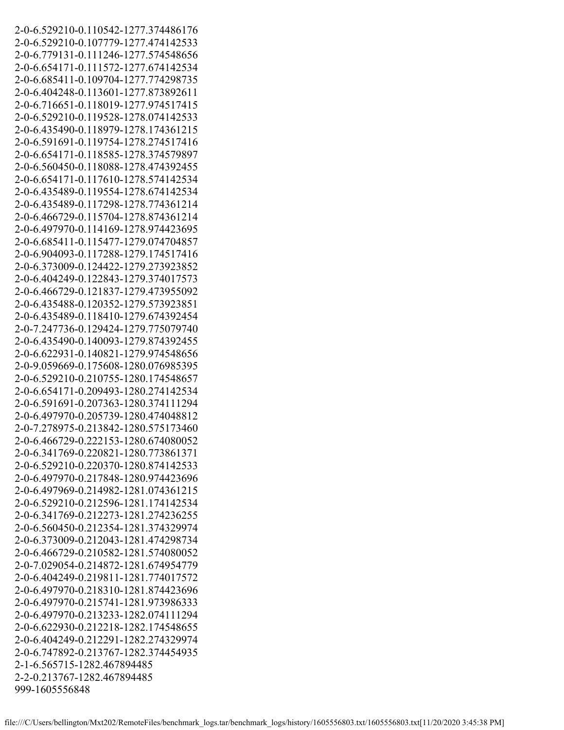```
2-0-6.529210-0.110542-1277.374486176
2-0-6.529210-0.107779-1277.474142533
2-0-6.779131-0.111246-1277.574548656
2-0-6.654171-0.111572-1277.674142534
2-0-6.685411-0.109704-1277.774298735
2-0-6.404248-0.113601-1277.873892611
2-0-6.716651-0.118019-1277.974517415
2-0-6.529210-0.119528-1278.074142533
2-0-6.435490-0.118979-1278.174361215
2-0-6.591691-0.119754-1278.274517416
2-0-6.654171-0.118585-1278.374579897
2-0-6.560450-0.118088-1278.474392455
2-0-6.654171-0.117610-1278.574142534
2-0-6.435489-0.119554-1278.674142534
2-0-6.435489-0.117298-1278.774361214
2-0-6.466729-0.115704-1278.874361214
2-0-6.497970-0.114169-1278.974423695
2-0-6.685411-0.115477-1279.074704857
2-0-6.904093-0.117288-1279.174517416
2-0-6.373009-0.124422-1279.273923852
2-0-6.404249-0.122843-1279.374017573
2-0-6.466729-0.121837-1279.473955092
2-0-6.435488-0.120352-1279.573923851
2-0-6.435489-0.118410-1279.674392454
2-0-7.247736-0.129424-1279.775079740
2-0-6.435490-0.140093-1279.874392455
2-0-6.622931-0.140821-1279.974548656
2-0-9.059669-0.175608-1280.076985395
2-0-6.529210-0.210755-1280.174548657
2-0-6.654171-0.209493-1280.274142534
2-0-6.591691-0.207363-1280.374111294
2-0-6.497970-0.205739-1280.474048812
2-0-7.278975-0.213842-1280.575173460
2-0-6.466729-0.222153-1280.674080052
2-0-6.341769-0.220821-1280.773861371
2-0-6.529210-0.220370-1280.874142533
2-0-6.497970-0.217848-1280.974423696
2-0-6.497969-0.214982-1281.074361215
2-0-6.529210-0.212596-1281.174142534
2-0-6.341769-0.212273-1281.274236255
2-0-6.560450-0.212354-1281.374329974
2-0-6.373009-0.212043-1281.474298734
2-0-6.466729-0.210582-1281.574080052
2-0-7.029054-0.214872-1281.674954779
2-0-6.404249-0.219811-1281.774017572
2-0-6.497970-0.218310-1281.874423696
2-0-6.497970-0.215741-1281.973986333
2-0-6.497970-0.213233-1282.074111294
2-0-6.622930-0.212218-1282.174548655
2-0-6.404249-0.212291-1282.274329974
2-0-6.747892-0.213767-1282.374454935
2-1-6.565715-1282.467894485
2-2-0.213767-1282.467894485
999-1605556848
```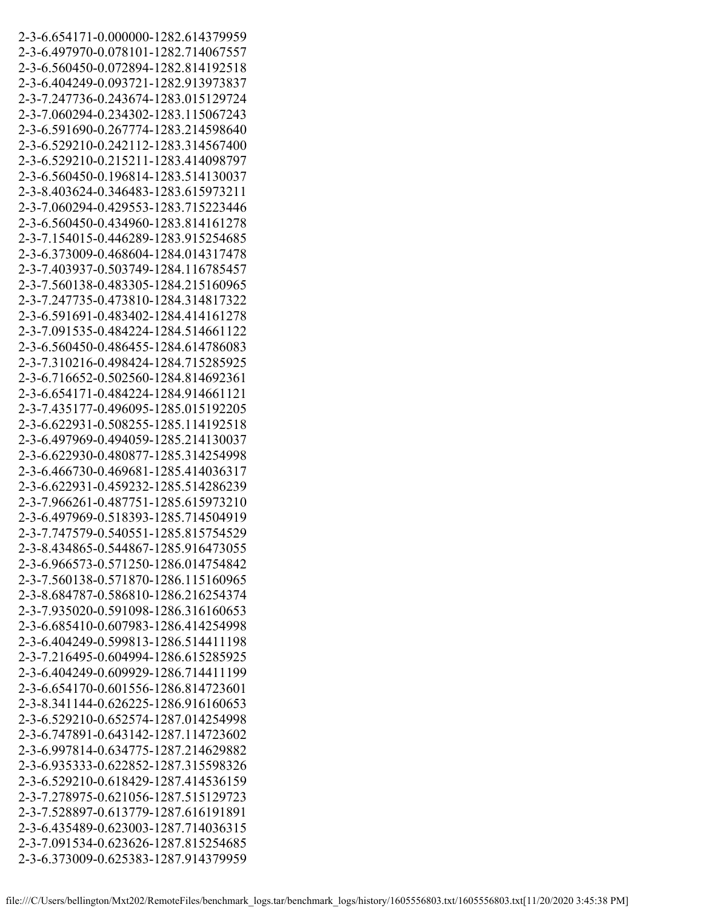2-3-6.654171-0.000000-1282.614379959
2-3-6.497970-0.078101-1282.714067557
2-3-6.560450-0.072894-1282.814192518
2-3-6.404249-0.093721-1282.913973837
2-3-7.247736-0.243674-1283.015129724
2-3-7.060294-0.234302-1283.115067243
2-3-6.591690-0.267774-1283.214598640
2-3-6.529210-0.242112-1283.314567400
2-3-6.529210-0.215211-1283.414098797
2-3-6.560450-0.196814-1283.514130037
2-3-8.403624-0.346483-1283.615973211
2-3-7.060294-0.429553-1283.715223446
2-3-6.560450-0.434960-1283.814161278
2-3-7.154015-0.446289-1283.915254685
2-3-6.373009-0.468604-1284.014317478
2-3-7.403937-0.503749-1284.116785457
2-3-7.560138-0.483305-1284.215160965
2-3-7.247735-0.473810-1284.314817322
2-3-6.591691-0.483402-1284.414161278
2-3-7.091535-0.484224-1284.514661122
2-3-6.560450-0.486455-1284.614786083
2-3-7.310216-0.498424-1284.715285925
2-3-6.716652-0.502560-1284.814692361
2-3-6.654171-0.484224-1284.914661121
2-3-7.435177-0.496095-1285.015192205
2-3-6.622931-0.508255-1285.114192518
2-3-6.497969-0.494059-1285.214130037
2-3-6.622930-0.480877-1285.314254998
2-3-6.466730-0.469681-1285.414036317
2-3-6.622931-0.459232-1285.514286239
2-3-7.966261-0.487751-1285.615973210
2-3-6.497969-0.518393-1285.714504919
2-3-7.747579-0.540551-1285.815754529
2-3-8.434865-0.544867-1285.916473055
2-3-6.966573-0.571250-1286.014754842
2-3-7.560138-0.571870-1286.115160965
2-3-8.684787-0.586810-1286.216254374
2-3-7.935020-0.591098-1286.316160653
2-3-6.685410-0.607983-1286.414254998
2-3-6.404249-0.599813-1286.514411198
2-3-7.216495-0.604994-1286.615285925
2-3-6.404249-0.609929-1286.714411199
2-3-6.654170-0.601556-1286.814723601
2-3-8.341144-0.626225-1286.916160653
2-3-6.529210-0.652574-1287.014254998
2-3-6.747891-0.643142-1287.114723602
2-3-6.997814-0.634775-1287.214629882
2-3-6.935333-0.622852-1287.315598326
2-3-6.529210-0.618429-1287.414536159
2-3-7.278975-0.621056-1287.515129723
2-3-7.528897-0.613779-1287.616191891
2-3-6.435489-0.623003-1287.714036315
2-3-7.091534-0.623626-1287.815254685
2-3-6.373009-0.625383-1287.914379959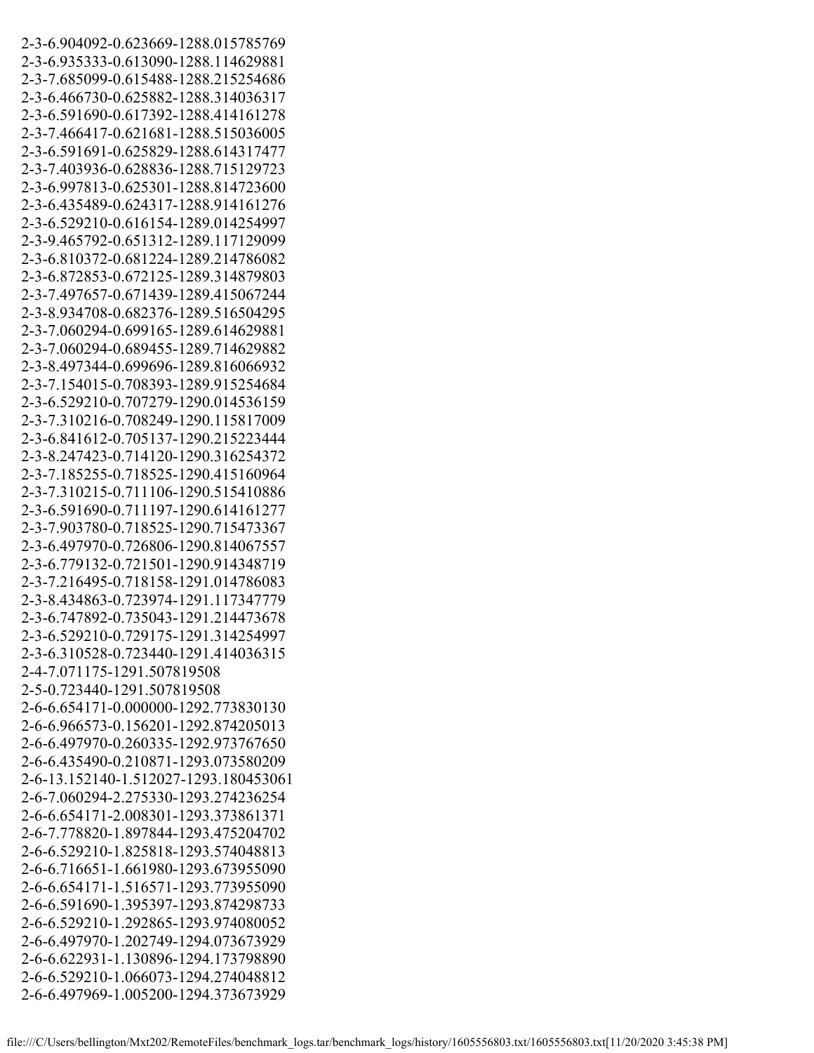```
2-3-6.904092-0.623669-1288.015785769
2-3-6.935333-0.613090-1288.114629881
2-3-7.685099-0.615488-1288.215254686
2-3-6.466730-0.625882-1288.314036317
2-3-6.591690-0.617392-1288.414161278
2-3-7.466417-0.621681-1288.515036005
2-3-6.591691-0.625829-1288.614317477
2-3-7.403936-0.628836-1288.715129723
2-3-6.997813-0.625301-1288.814723600
2-3-6.435489-0.624317-1288.914161276
2-3-6.529210-0.616154-1289.014254997
2-3-9.465792-0.651312-1289.117129099
2-3-6.810372-0.681224-1289.214786082
2-3-6.872853-0.672125-1289.314879803
2-3-7.497657-0.671439-1289.415067244
2-3-8.934708-0.682376-1289.516504295
2-3-7.060294-0.699165-1289.614629881
2-3-7.060294-0.689455-1289.714629882
2-3-8.497344-0.699696-1289.816066932
2-3-7.154015-0.708393-1289.915254684
2-3-6.529210-0.707279-1290.014536159
2-3-7.310216-0.708249-1290.115817009
2-3-6.841612-0.705137-1290.215223444
2-3-8.247423-0.714120-1290.316254372
2-3-7.185255-0.718525-1290.415160964
2-3-7.310215-0.711106-1290.515410886
2-3-6.591690-0.711197-1290.614161277
2-3-7.903780-0.718525-1290.715473367
2-3-6.497970-0.726806-1290.814067557
2-3-6.779132-0.721501-1290.914348719
2-3-7.216495-0.718158-1291.014786083
2-3-8.434863-0.723974-1291.117347779
2-3-6.747892-0.735043-1291.214473678
2-3-6.529210-0.729175-1291.314254997
2-3-6.310528-0.723440-1291.414036315
2-4-7.071175-1291.507819508
2-5-0.723440-1291.507819508
2-6-6.654171-0.000000-1292.773830130
2-6-6.966573-0.156201-1292.874205013
2-6-6.497970-0.260335-1292.973767650
2-6-6.435490-0.210871-1293.073580209
2-6-13.152140-1.512027-1293.180453061
2-6-7.060294-2.275330-1293.274236254
2-6-6.654171-2.008301-1293.373861371
2-6-7.778820-1.897844-1293.475204702
2-6-6.529210-1.825818-1293.574048813
2-6-6.716651-1.661980-1293.673955090
2-6-6.654171-1.516571-1293.773955090
2-6-6.591690-1.395397-1293.874298733
2-6-6.529210-1.292865-1293.974080052
2-6-6.497970-1.202749-1294.073673929
2-6-6.622931-1.130896-1294.173798890
2-6-6.529210-1.066073-1294.274048812
2-6-6.497969-1.005200-1294.373673929
```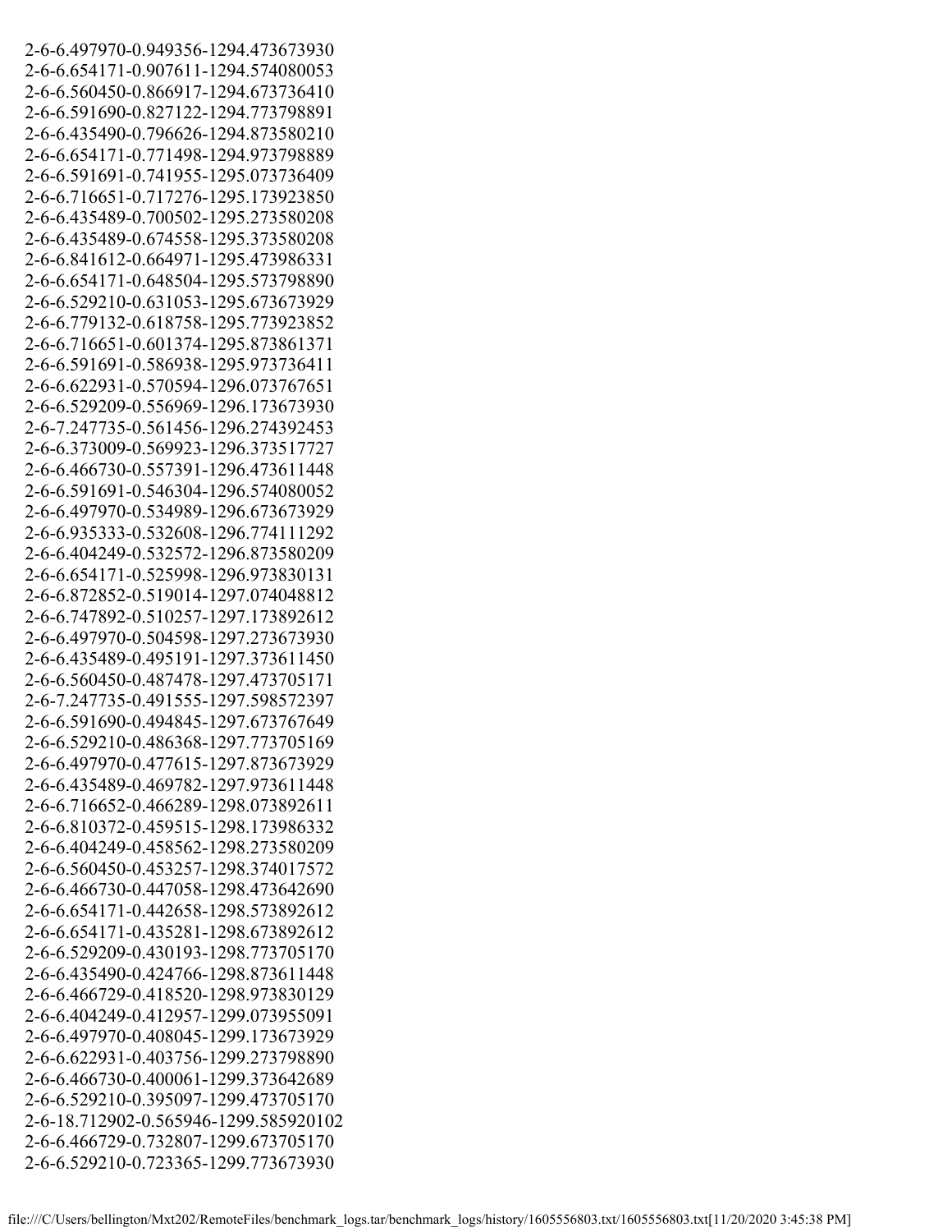```
2-6-6.497970-0.949356-1294.473673930
2-6-6.654171-0.907611-1294.574080053
2-6-6.560450-0.866917-1294.673736410
2-6-6.591690-0.827122-1294.773798891
2-6-6.435490-0.796626-1294.873580210
2-6-6.654171-0.771498-1294.973798889
2-6-6.591691-0.741955-1295.073736409
2-6-6.716651-0.717276-1295.173923850
2-6-6.435489-0.700502-1295.273580208
2-6-6.435489-0.674558-1295.373580208
2-6-6.841612-0.664971-1295.473986331
2-6-6.654171-0.648504-1295.573798890
2-6-6.529210-0.631053-1295.673673929
2-6-6.779132-0.618758-1295.773923852
2-6-6.716651-0.601374-1295.873861371
2-6-6.591691-0.586938-1295.973736411
2-6-6.622931-0.570594-1296.073767651
2-6-6.529209-0.556969-1296.173673930
2-6-7.247735-0.561456-1296.274392453
2-6-6.373009-0.569923-1296.373517727
2-6-6.466730-0.557391-1296.473611448
2-6-6.591691-0.546304-1296.574080052
2-6-6.497970-0.534989-1296.673673929
2-6-6.935333-0.532608-1296.774111292
2-6-6.404249-0.532572-1296.873580209
2-6-6.654171-0.525998-1296.973830131
2-6-6.872852-0.519014-1297.074048812
2-6-6.747892-0.510257-1297.173892612
2-6-6.497970-0.504598-1297.273673930
2-6-6.435489-0.495191-1297.373611450
2-6-6.560450-0.487478-1297.473705171
2-6-7.247735-0.491555-1297.598572397
2-6-6.591690-0.494845-1297.673767649
2-6-6.529210-0.486368-1297.773705169
2-6-6.497970-0.477615-1297.873673929
2-6-6.435489-0.469782-1297.973611448
2-6-6.716652-0.466289-1298.073892611
2-6-6.810372-0.459515-1298.173986332
2-6-6.404249-0.458562-1298.273580209
2-6-6.560450-0.453257-1298.374017572
2-6-6.466730-0.447058-1298.473642690
2-6-6.654171-0.442658-1298.573892612
2-6-6.654171-0.435281-1298.673892612
2-6-6.529209-0.430193-1298.773705170
2-6-6.435490-0.424766-1298.873611448
2-6-6.466729-0.418520-1298.973830129
2-6-6.404249-0.412957-1299.073955091
2-6-6.497970-0.408045-1299.173673929
2-6-6.622931-0.403756-1299.273798890
2-6-6.466730-0.400061-1299.373642689
2-6-6.529210-0.395097-1299.473705170
2-6-18.712902-0.565946-1299.585920102
2-6-6.466729-0.732807-1299.673705170
2-6-6.529210-0.723365-1299.773673930
```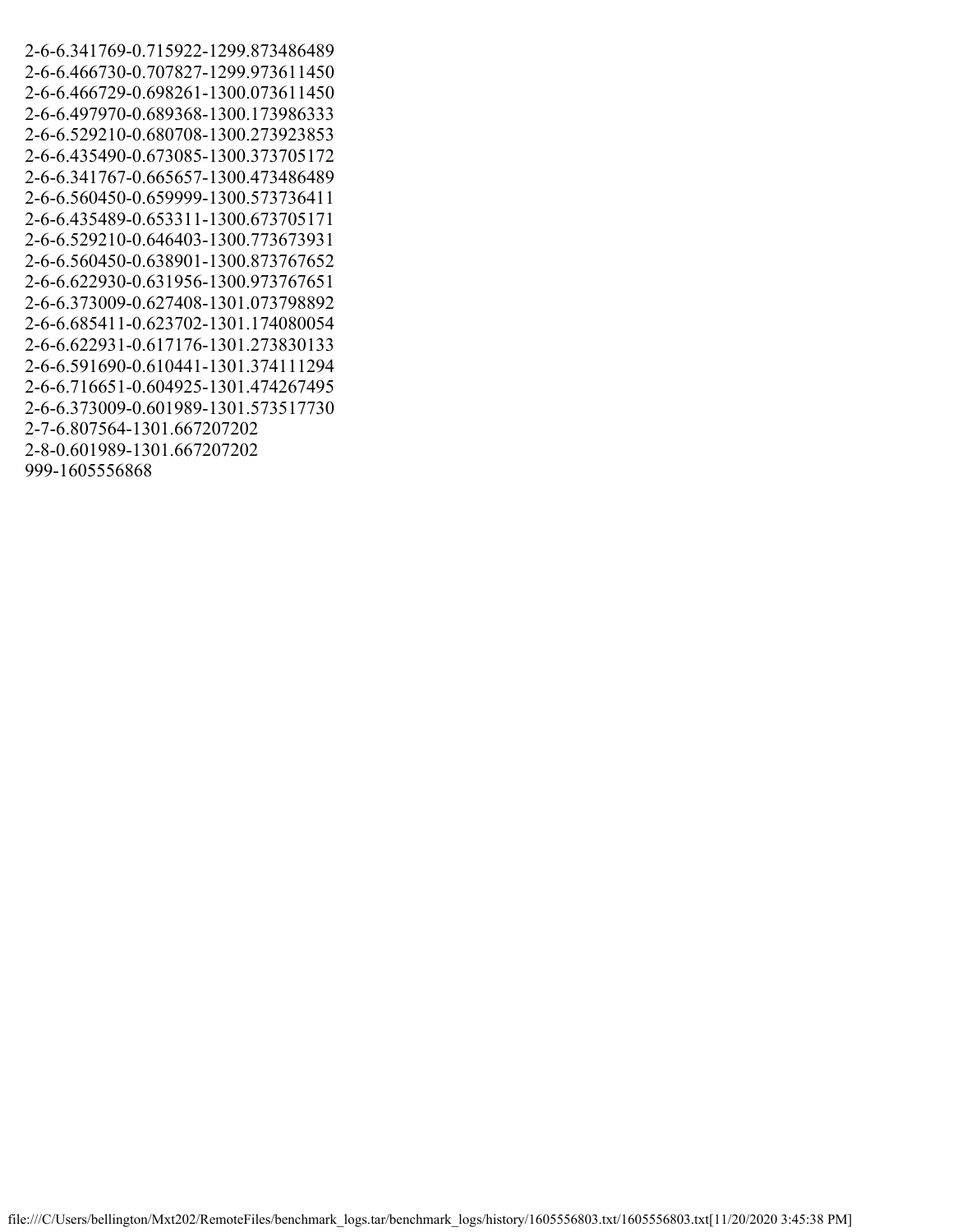2-6-6.341769-0.715922-1299.873486489
2-6-6.466730-0.707827-1299.973611450
2-6-6.466729-0.698261-1300.073611450
2-6-6.497970-0.689368-1300.173986333
2-6-6.529210-0.680708-1300.273923853
2-6-6.435490-0.673085-1300.373705172
2-6-6.341767-0.665657-1300.473486489
2-6-6.560450-0.659999-1300.573736411
2-6-6.435489-0.653311-1300.673705171
2-6-6.529210-0.646403-1300.773673931
2-6-6.560450-0.638901-1300.873767652
2-6-6.622930-0.631956-1300.973767651
2-6-6.373009-0.627408-1301.073798892
2-6-6.685411-0.623702-1301.174080054
2-6-6.622931-0.617176-1301.273830133
2-6-6.591690-0.610441-1301.374111294
2-6-6.716651-0.604925-1301.474267495
2-6-6.373009-0.601989-1301.573517730
2-7-6.807564-1301.667207202
2-8-0.601989-1301.667207202
999-1605556868